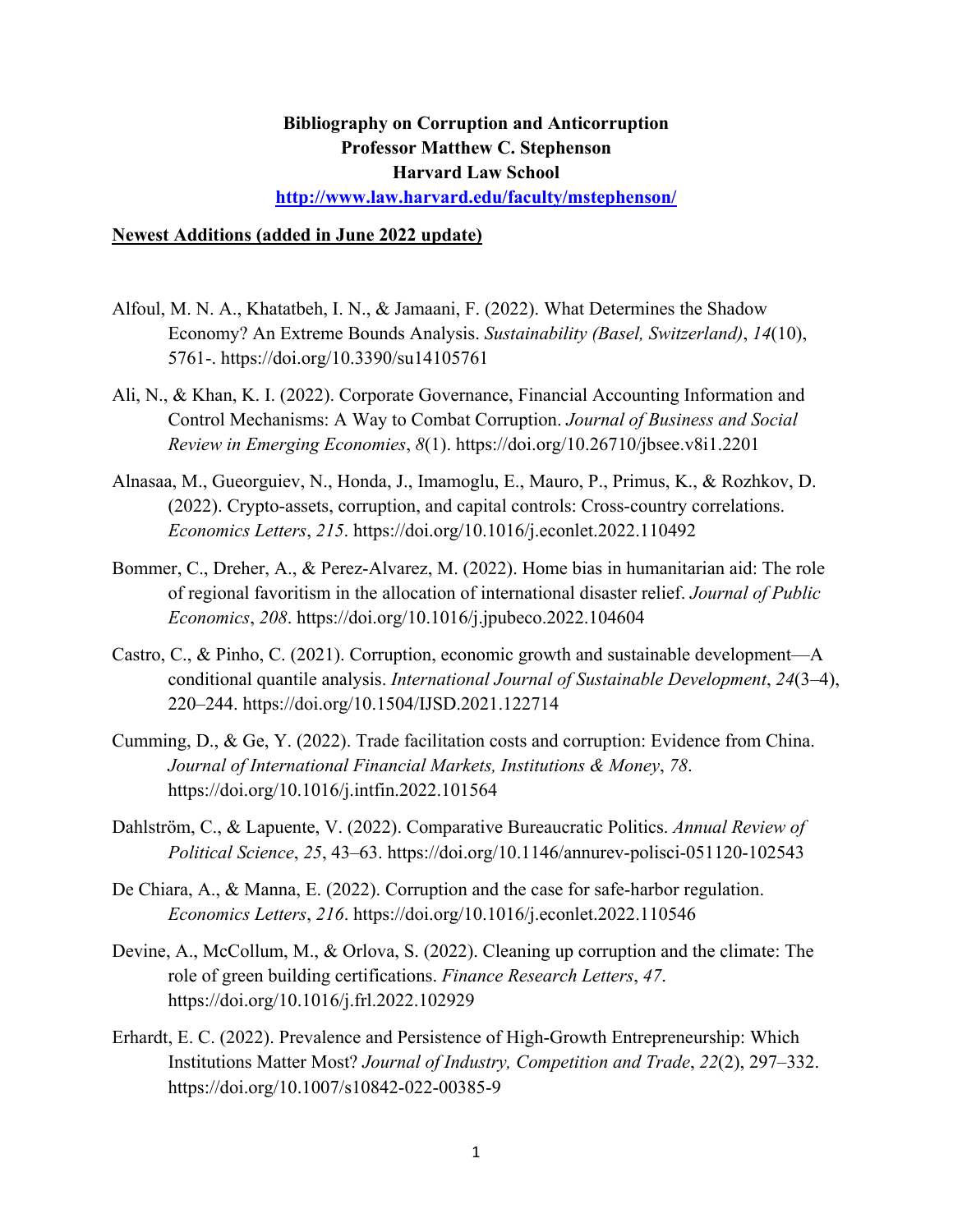**Bibliography on Corruption and Anticorruption**
**Professor Matthew C. Stephenson**
**Harvard Law School**
**[http://www.law.harvard.edu/faculty/mstephenson/](http://www.law.harvard.edu/faculty/mstephenson/)**

## Newest Additions (added in June 2022 update)

Alfoul, M. N. A., Khatatbeh, I. N., & Jamaani, F. (2022). What Determines the Shadow Economy? An Extreme Bounds Analysis. *Sustainability (Basel, Switzerland)*, *14*(10), 5761-. https://doi.org/10.3390/su14105761

Ali, N., & Khan, K. I. (2022). Corporate Governance, Financial Accounting Information and Control Mechanisms: A Way to Combat Corruption. *Journal of Business and Social Review in Emerging Economies*, *8*(1). https://doi.org/10.26710/jbsee.v8i1.2201

Alnasaa, M., Gueorguiev, N., Honda, J., Imamoglu, E., Mauro, P., Primus, K., & Rozhkov, D. (2022). Crypto-assets, corruption, and capital controls: Cross-country correlations. *Economics Letters*, *215*. https://doi.org/10.1016/j.econlet.2022.110492

Bommer, C., Dreher, A., & Perez-Alvarez, M. (2022). Home bias in humanitarian aid: The role of regional favoritism in the allocation of international disaster relief. *Journal of Public Economics*, *208*. https://doi.org/10.1016/j.jpubeco.2022.104604

Castro, C., & Pinho, C. (2021). Corruption, economic growth and sustainable development—A conditional quantile analysis. *International Journal of Sustainable Development*, *24*(3–4), 220–244. https://doi.org/10.1504/IJSD.2021.122714

Cumming, D., & Ge, Y. (2022). Trade facilitation costs and corruption: Evidence from China. *Journal of International Financial Markets, Institutions & Money*, *78*. https://doi.org/10.1016/j.intfin.2022.101564

Dahlström, C., & Lapuente, V. (2022). Comparative Bureaucratic Politics. *Annual Review of Political Science*, *25*, 43–63. https://doi.org/10.1146/annurev-polisci-051120-102543

De Chiara, A., & Manna, E. (2022). Corruption and the case for safe-harbor regulation. *Economics Letters*, *216*. https://doi.org/10.1016/j.econlet.2022.110546

Devine, A., McCollum, M., & Orlova, S. (2022). Cleaning up corruption and the climate: The role of green building certifications. *Finance Research Letters*, *47*. https://doi.org/10.1016/j.frl.2022.102929

Erhardt, E. C. (2022). Prevalence and Persistence of High-Growth Entrepreneurship: Which Institutions Matter Most? *Journal of Industry, Competition and Trade*, *22*(2), 297–332. https://doi.org/10.1007/s10842-022-00385-9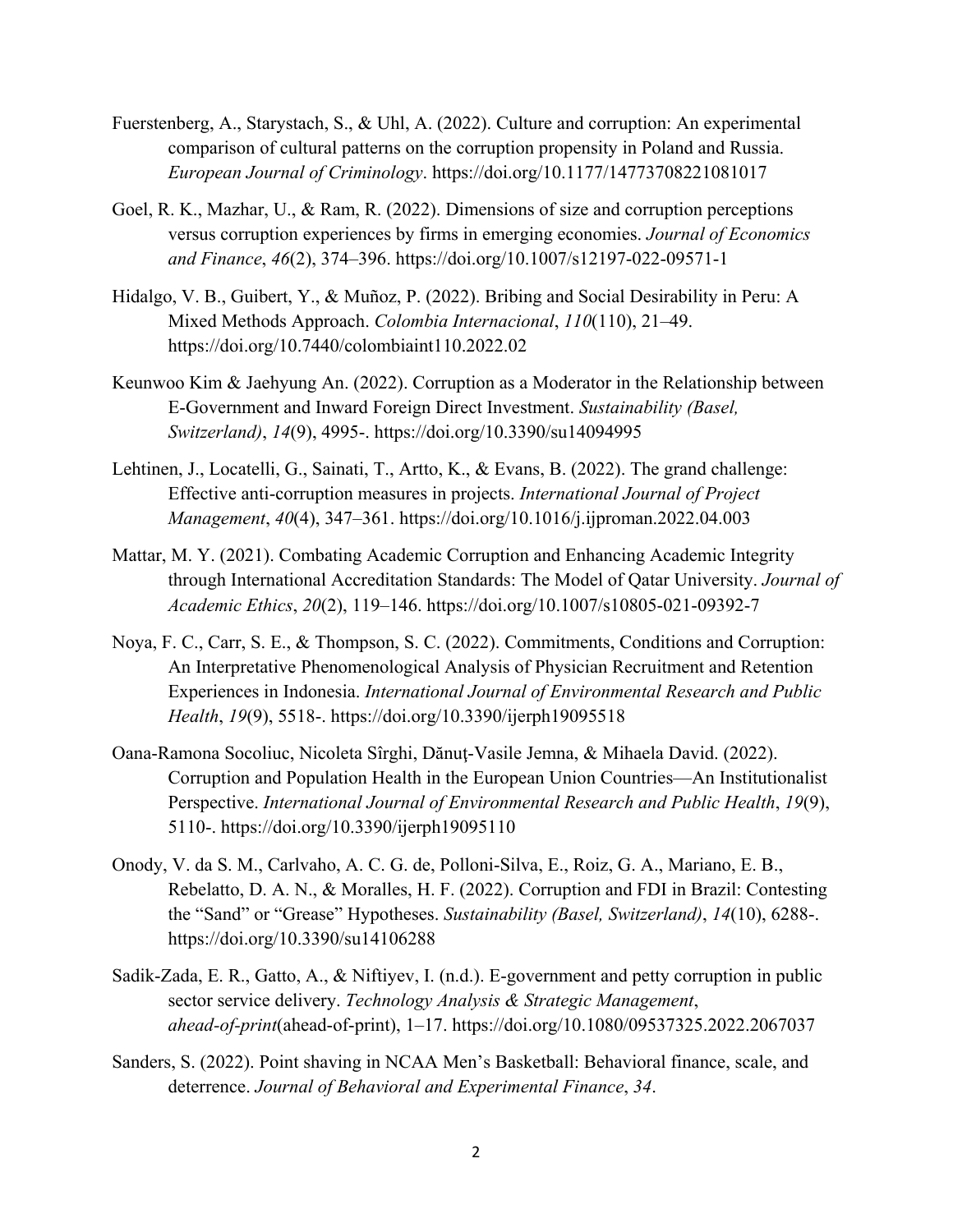Fuerstenberg, A., Starystach, S., & Uhl, A. (2022). Culture and corruption: An experimental comparison of cultural patterns on the corruption propensity in Poland and Russia. *European Journal of Criminology*. https://doi.org/10.1177/14773708221081017

Goel, R. K., Mazhar, U., & Ram, R. (2022). Dimensions of size and corruption perceptions versus corruption experiences by firms in emerging economies. *Journal of Economics and Finance*, *46*(2), 374–396. https://doi.org/10.1007/s12197-022-09571-1

Hidalgo, V. B., Guibert, Y., & Muñoz, P. (2022). Bribing and Social Desirability in Peru: A Mixed Methods Approach. *Colombia Internacional*, *110*(110), 21–49. https://doi.org/10.7440/colombiaint110.2022.02

Keunwoo Kim & Jaehyung An. (2022). Corruption as a Moderator in the Relationship between E-Government and Inward Foreign Direct Investment. *Sustainability (Basel, Switzerland)*, *14*(9), 4995-. https://doi.org/10.3390/su14094995

Lehtinen, J., Locatelli, G., Sainati, T., Artto, K., & Evans, B. (2022). The grand challenge: Effective anti-corruption measures in projects. *International Journal of Project Management*, *40*(4), 347–361. https://doi.org/10.1016/j.ijproman.2022.04.003

Mattar, M. Y. (2021). Combating Academic Corruption and Enhancing Academic Integrity through International Accreditation Standards: The Model of Qatar University. *Journal of Academic Ethics*, *20*(2), 119–146. https://doi.org/10.1007/s10805-021-09392-7

Noya, F. C., Carr, S. E., & Thompson, S. C. (2022). Commitments, Conditions and Corruption: An Interpretative Phenomenological Analysis of Physician Recruitment and Retention Experiences in Indonesia. *International Journal of Environmental Research and Public Health*, *19*(9), 5518-. https://doi.org/10.3390/ijerph19095518

Oana-Ramona Socoliuc, Nicoleta Sîrghi, Dănuț-Vasile Jemna, & Mihaela David. (2022). Corruption and Population Health in the European Union Countries—An Institutionalist Perspective. *International Journal of Environmental Research and Public Health*, *19*(9), 5110-. https://doi.org/10.3390/ijerph19095110

Onody, V. da S. M., Carlvaho, A. C. G. de, Polloni-Silva, E., Roiz, G. A., Mariano, E. B., Rebelatto, D. A. N., & Moralles, H. F. (2022). Corruption and FDI in Brazil: Contesting the "Sand" or "Grease" Hypotheses. *Sustainability (Basel, Switzerland)*, *14*(10), 6288-. https://doi.org/10.3390/su14106288

Sadik-Zada, E. R., Gatto, A., & Niftiyev, I. (n.d.). E-government and petty corruption in public sector service delivery. *Technology Analysis & Strategic Management*, *ahead-of-print*(ahead-of-print), 1–17. https://doi.org/10.1080/09537325.2022.2067037

Sanders, S. (2022). Point shaving in NCAA Men's Basketball: Behavioral finance, scale, and deterrence. *Journal of Behavioral and Experimental Finance*, *34*.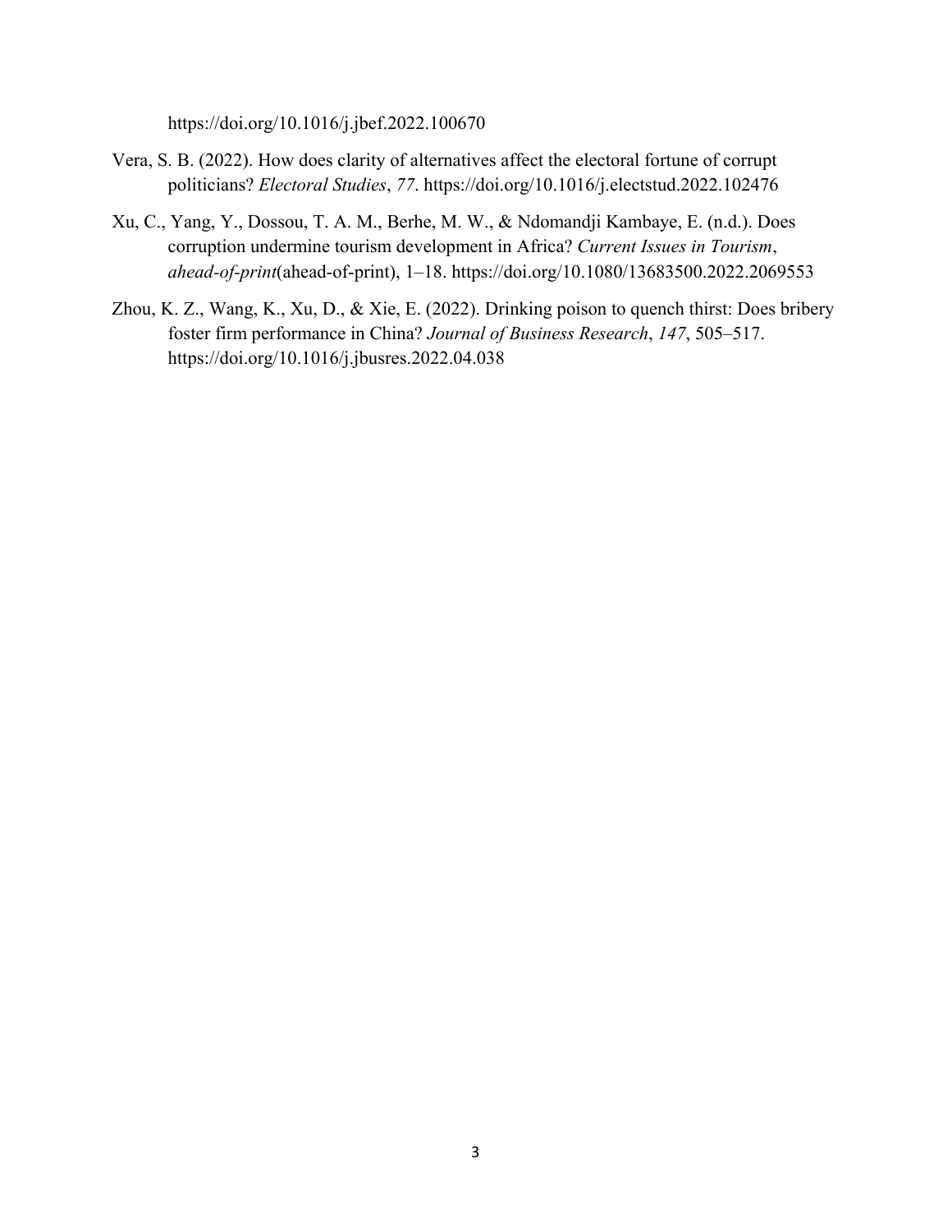https://doi.org/10.1016/j.jbef.2022.100670

Vera, S. B. (2022). How does clarity of alternatives affect the electoral fortune of corrupt politicians? *Electoral Studies*, *77*. https://doi.org/10.1016/j.electstud.2022.102476

Xu, C., Yang, Y., Dossou, T. A. M., Berhe, M. W., & Ndomandji Kambaye, E. (n.d.). Does corruption undermine tourism development in Africa? *Current Issues in Tourism*, *ahead-of-print*(ahead-of-print), 1–18. https://doi.org/10.1080/13683500.2022.2069553

Zhou, K. Z., Wang, K., Xu, D., & Xie, E. (2022). Drinking poison to quench thirst: Does bribery foster firm performance in China? *Journal of Business Research*, *147*, 505–517. https://doi.org/10.1016/j.jbusres.2022.04.038